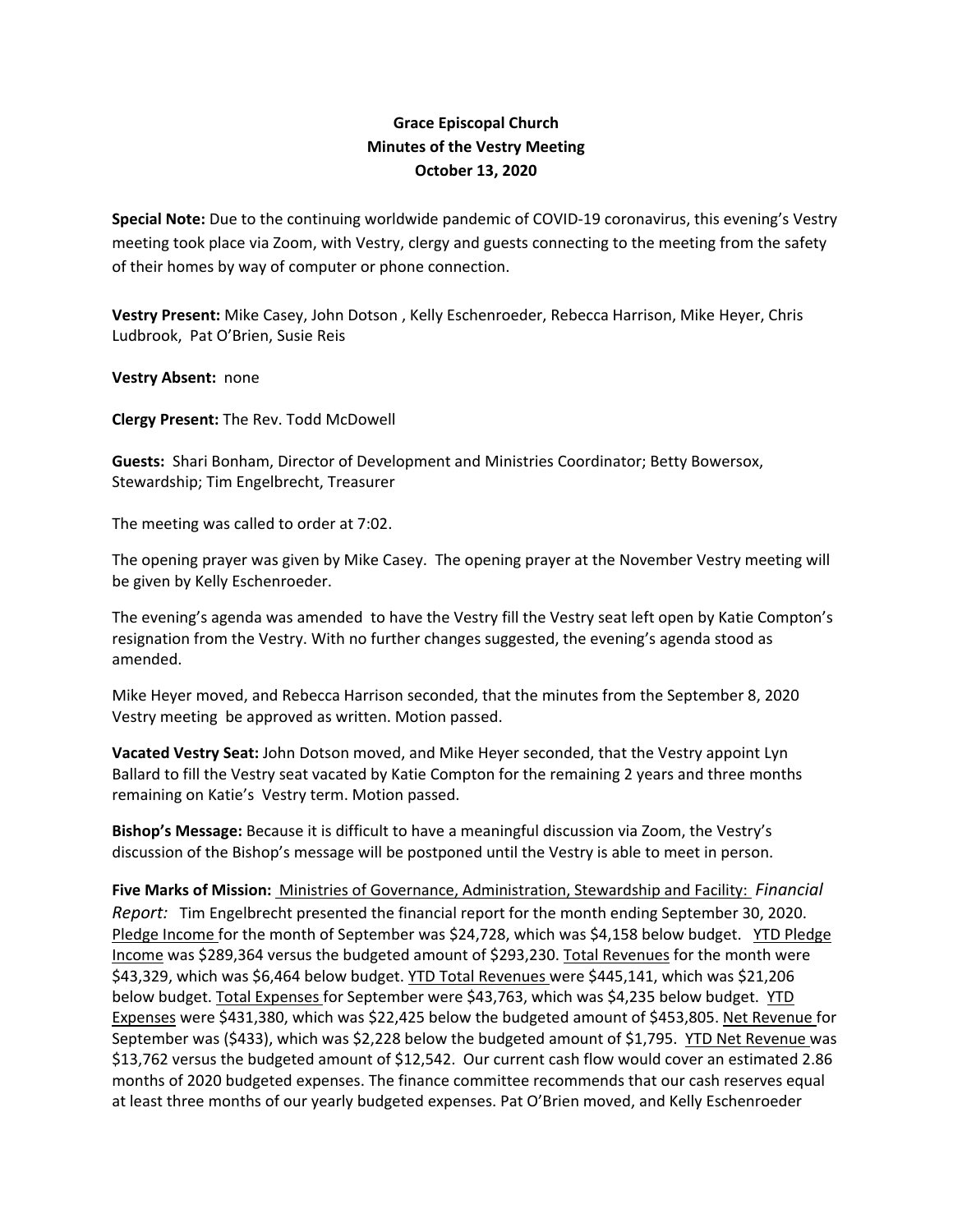**Grace Episcopal Church**
**Minutes of the Vestry Meeting**
**October 13, 2020**

**Special Note:** Due to the continuing worldwide pandemic of COVID-19 coronavirus, this evening's Vestry meeting took place via Zoom, with Vestry, clergy and guests connecting to the meeting from the safety of their homes by way of computer or phone connection.

**Vestry Present:** Mike Casey, John Dotson , Kelly Eschenroeder, Rebecca Harrison, Mike Heyer, Chris Ludbrook, Pat O'Brien, Susie Reis

**Vestry Absent:** none

**Clergy Present:** The Rev. Todd McDowell

**Guests:** Shari Bonham, Director of Development and Ministries Coordinator; Betty Bowersox, Stewardship; Tim Engelbrecht, Treasurer

The meeting was called to order at 7:02.

The opening prayer was given by Mike Casey. The opening prayer at the November Vestry meeting will be given by Kelly Eschenroeder.

The evening's agenda was amended to have the Vestry fill the Vestry seat left open by Katie Compton's resignation from the Vestry. With no further changes suggested, the evening's agenda stood as amended.

Mike Heyer moved, and Rebecca Harrison seconded, that the minutes from the September 8, 2020 Vestry meeting be approved as written. Motion passed.

**Vacated Vestry Seat:** John Dotson moved, and Mike Heyer seconded, that the Vestry appoint Lyn Ballard to fill the Vestry seat vacated by Katie Compton for the remaining 2 years and three months remaining on Katie's Vestry term. Motion passed.

**Bishop's Message:** Because it is difficult to have a meaningful discussion via Zoom, the Vestry's discussion of the Bishop's message will be postponed until the Vestry is able to meet in person.

**Five Marks of Mission:** Ministries of Governance, Administration, Stewardship and Facility: *Financial Report:* Tim Engelbrecht presented the financial report for the month ending September 30, 2020. Pledge Income for the month of September was $24,728, which was $4,158 below budget. YTD Pledge Income was $289,364 versus the budgeted amount of $293,230. Total Revenues for the month were $43,329, which was $6,464 below budget. YTD Total Revenues were $445,141, which was $21,206 below budget. Total Expenses for September were $43,763, which was $4,235 below budget. YTD Expenses were $431,380, which was $22,425 below the budgeted amount of $453,805. Net Revenue for September was ($433), which was $2,228 below the budgeted amount of $1,795. YTD Net Revenue was $13,762 versus the budgeted amount of $12,542. Our current cash flow would cover an estimated 2.86 months of 2020 budgeted expenses. The finance committee recommends that our cash reserves equal at least three months of our yearly budgeted expenses. Pat O'Brien moved, and Kelly Eschenroeder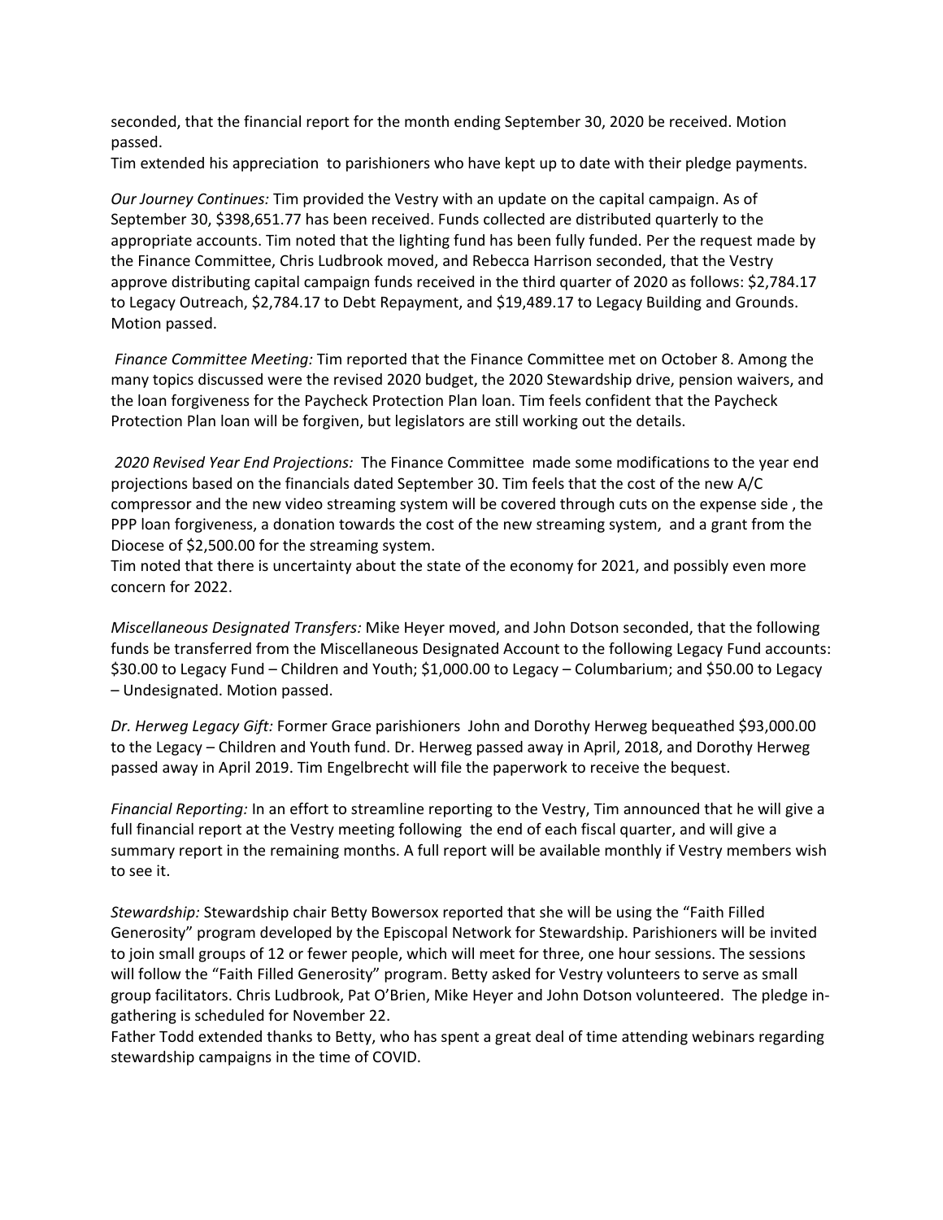seconded, that the financial report for the month ending September 30, 2020 be received. Motion passed.

Tim extended his appreciation to parishioners who have kept up to date with their pledge payments.

*Our Journey Continues:* Tim provided the Vestry with an update on the capital campaign. As of September 30, $398,651.77 has been received. Funds collected are distributed quarterly to the appropriate accounts. Tim noted that the lighting fund has been fully funded. Per the request made by the Finance Committee, Chris Ludbrook moved, and Rebecca Harrison seconded, that the Vestry approve distributing capital campaign funds received in the third quarter of 2020 as follows: $2,784.17 to Legacy Outreach, $2,784.17 to Debt Repayment, and $19,489.17 to Legacy Building and Grounds. Motion passed.

*Finance Committee Meeting:* Tim reported that the Finance Committee met on October 8. Among the many topics discussed were the revised 2020 budget, the 2020 Stewardship drive, pension waivers, and the loan forgiveness for the Paycheck Protection Plan loan. Tim feels confident that the Paycheck Protection Plan loan will be forgiven, but legislators are still working out the details.

*2020 Revised Year End Projections:* The Finance Committee made some modifications to the year end projections based on the financials dated September 30. Tim feels that the cost of the new A/C compressor and the new video streaming system will be covered through cuts on the expense side , the PPP loan forgiveness, a donation towards the cost of the new streaming system, and a grant from the Diocese of $2,500.00 for the streaming system.

Tim noted that there is uncertainty about the state of the economy for 2021, and possibly even more concern for 2022.

*Miscellaneous Designated Transfers:* Mike Heyer moved, and John Dotson seconded, that the following funds be transferred from the Miscellaneous Designated Account to the following Legacy Fund accounts: $30.00 to Legacy Fund – Children and Youth; $1,000.00 to Legacy – Columbarium; and $50.00 to Legacy – Undesignated. Motion passed.

*Dr. Herweg Legacy Gift:* Former Grace parishioners John and Dorothy Herweg bequeathed $93,000.00 to the Legacy – Children and Youth fund. Dr. Herweg passed away in April, 2018, and Dorothy Herweg passed away in April 2019. Tim Engelbrecht will file the paperwork to receive the bequest.

*Financial Reporting:* In an effort to streamline reporting to the Vestry, Tim announced that he will give a full financial report at the Vestry meeting following the end of each fiscal quarter, and will give a summary report in the remaining months. A full report will be available monthly if Vestry members wish to see it.

*Stewardship:* Stewardship chair Betty Bowersox reported that she will be using the "Faith Filled Generosity" program developed by the Episcopal Network for Stewardship. Parishioners will be invited to join small groups of 12 or fewer people, which will meet for three, one hour sessions. The sessions will follow the "Faith Filled Generosity" program. Betty asked for Vestry volunteers to serve as small group facilitators. Chris Ludbrook, Pat O'Brien, Mike Heyer and John Dotson volunteered. The pledge in-gathering is scheduled for November 22.

Father Todd extended thanks to Betty, who has spent a great deal of time attending webinars regarding stewardship campaigns in the time of COVID.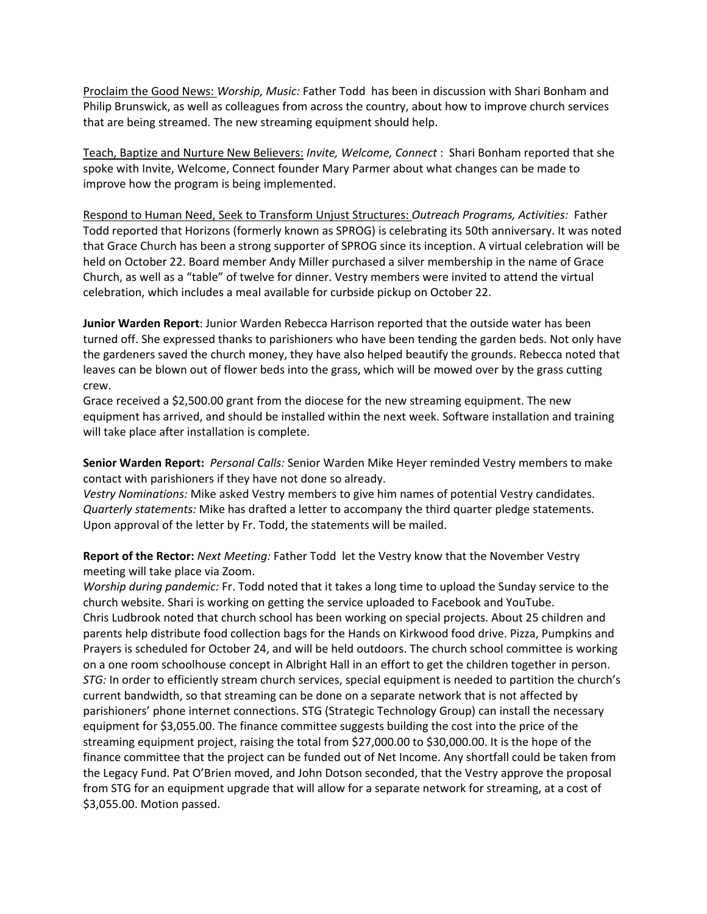<u>Proclaim the Good News:</u> *Worship, Music:* Father Todd has been in discussion with Shari Bonham and Philip Brunswick, as well as colleagues from across the country, about how to improve church services that are being streamed. The new streaming equipment should help.

<u>Teach, Baptize and Nurture New Believers:</u> *Invite, Welcome, Connect* : Shari Bonham reported that she spoke with Invite, Welcome, Connect founder Mary Parmer about what changes can be made to improve how the program is being implemented.

<u>Respond to Human Need, Seek to Transform Unjust Structures:</u> *Outreach Programs, Activities:* Father Todd reported that Horizons (formerly known as SPROG) is celebrating its 50th anniversary. It was noted that Grace Church has been a strong supporter of SPROG since its inception. A virtual celebration will be held on October 22. Board member Andy Miller purchased a silver membership in the name of Grace Church, as well as a "table" of twelve for dinner. Vestry members were invited to attend the virtual celebration, which includes a meal available for curbside pickup on October 22.

**Junior Warden Report**: Junior Warden Rebecca Harrison reported that the outside water has been turned off. She expressed thanks to parishioners who have been tending the garden beds. Not only have the gardeners saved the church money, they have also helped beautify the grounds. Rebecca noted that leaves can be blown out of flower beds into the grass, which will be mowed over by the grass cutting crew.
Grace received a $2,500.00 grant from the diocese for the new streaming equipment. The new equipment has arrived, and should be installed within the next week. Software installation and training will take place after installation is complete.

**Senior Warden Report:** *Personal Calls:* Senior Warden Mike Heyer reminded Vestry members to make contact with parishioners if they have not done so already.
*Vestry Nominations:* Mike asked Vestry members to give him names of potential Vestry candidates.
*Quarterly statements:* Mike has drafted a letter to accompany the third quarter pledge statements. Upon approval of the letter by Fr. Todd, the statements will be mailed.

**Report of the Rector:** *Next Meeting:* Father Todd let the Vestry know that the November Vestry meeting will take place via Zoom.
*Worship during pandemic:* Fr. Todd noted that it takes a long time to upload the Sunday service to the church website. Shari is working on getting the service uploaded to Facebook and YouTube.
Chris Ludbrook noted that church school has been working on special projects. About 25 children and parents help distribute food collection bags for the Hands on Kirkwood food drive. Pizza, Pumpkins and Prayers is scheduled for October 24, and will be held outdoors. The church school committee is working on a one room schoolhouse concept in Albright Hall in an effort to get the children together in person.
*STG:* In order to efficiently stream church services, special equipment is needed to partition the church's current bandwidth, so that streaming can be done on a separate network that is not affected by parishioners' phone internet connections. STG (Strategic Technology Group) can install the necessary equipment for $3,055.00. The finance committee suggests building the cost into the price of the streaming equipment project, raising the total from $27,000.00 to $30,000.00. It is the hope of the finance committee that the project can be funded out of Net Income. Any shortfall could be taken from the Legacy Fund. Pat O'Brien moved, and John Dotson seconded, that the Vestry approve the proposal from STG for an equipment upgrade that will allow for a separate network for streaming, at a cost of $3,055.00. Motion passed.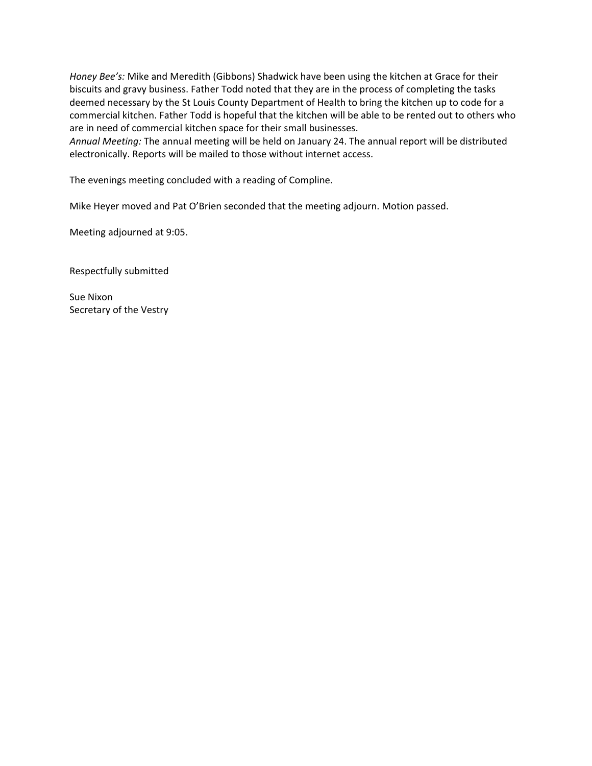*Honey Bee's:* Mike and Meredith (Gibbons) Shadwick have been using the kitchen at Grace for their biscuits and gravy business. Father Todd noted that they are in the process of completing the tasks deemed necessary by the St Louis County Department of Health to bring the kitchen up to code for a commercial kitchen. Father Todd is hopeful that the kitchen will be able to be rented out to others who are in need of commercial kitchen space for their small businesses.
*Annual Meeting:* The annual meeting will be held on January 24. The annual report will be distributed electronically. Reports will be mailed to those without internet access.

The evenings meeting concluded with a reading of Compline.

Mike Heyer moved and Pat O'Brien seconded that the meeting adjourn. Motion passed.

Meeting adjourned at 9:05.

Respectfully submitted

Sue Nixon
Secretary of the Vestry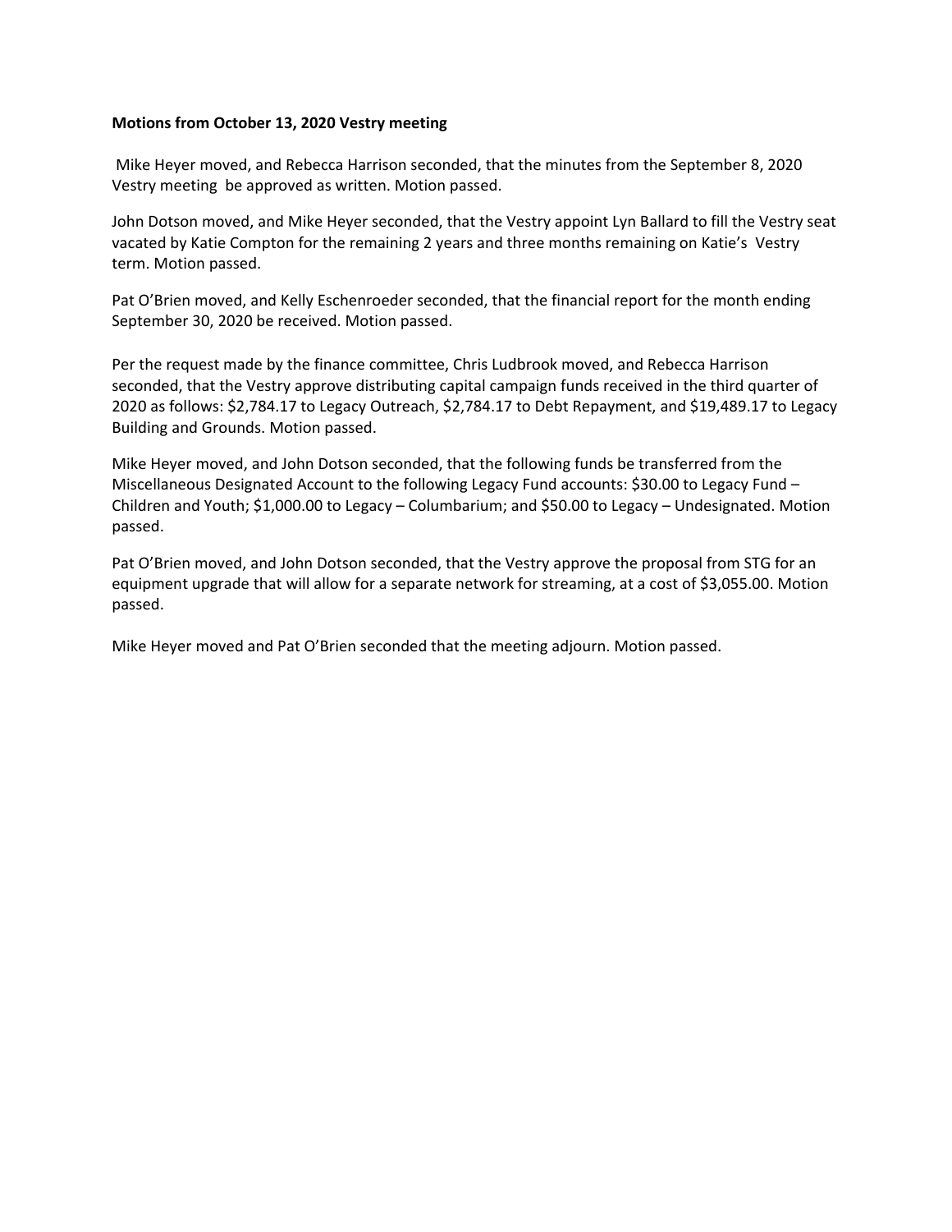**Motions from October 13, 2020 Vestry meeting**

Mike Heyer moved, and Rebecca Harrison seconded, that the minutes from the September 8, 2020 Vestry meeting be approved as written. Motion passed.

John Dotson moved, and Mike Heyer seconded, that the Vestry appoint Lyn Ballard to fill the Vestry seat vacated by Katie Compton for the remaining 2 years and three months remaining on Katie's Vestry term. Motion passed.

Pat O'Brien moved, and Kelly Eschenroeder seconded, that the financial report for the month ending September 30, 2020 be received. Motion passed.

Per the request made by the finance committee, Chris Ludbrook moved, and Rebecca Harrison seconded, that the Vestry approve distributing capital campaign funds received in the third quarter of 2020 as follows: $2,784.17 to Legacy Outreach, $2,784.17 to Debt Repayment, and $19,489.17 to Legacy Building and Grounds. Motion passed.

Mike Heyer moved, and John Dotson seconded, that the following funds be transferred from the Miscellaneous Designated Account to the following Legacy Fund accounts: $30.00 to Legacy Fund – Children and Youth; $1,000.00 to Legacy – Columbarium; and $50.00 to Legacy – Undesignated. Motion passed.

Pat O'Brien moved, and John Dotson seconded, that the Vestry approve the proposal from STG for an equipment upgrade that will allow for a separate network for streaming, at a cost of $3,055.00. Motion passed.

Mike Heyer moved and Pat O'Brien seconded that the meeting adjourn. Motion passed.